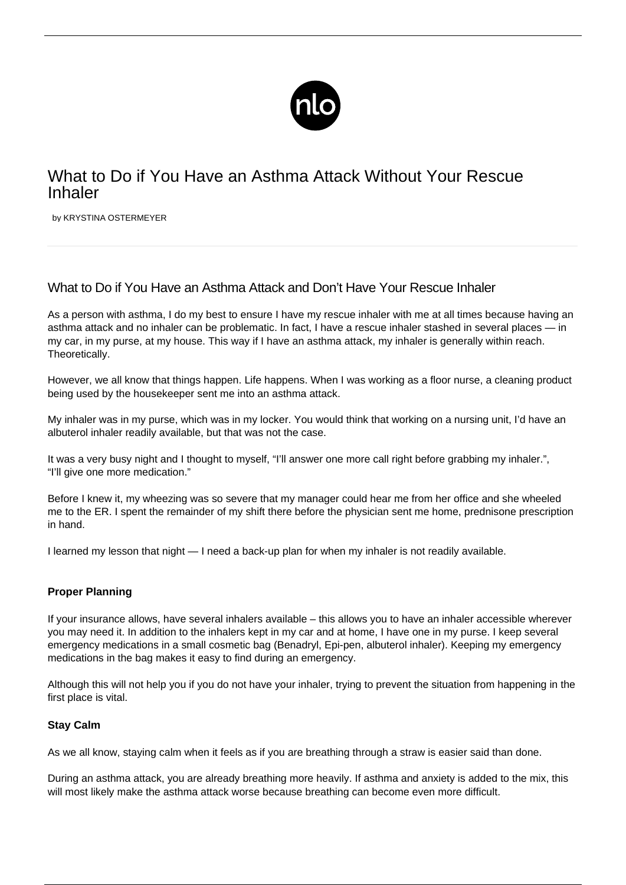# What to Do if You Have an Asthma Attack Without Your Rescue Inhaler

by KRYSTINA OSTERMEYER

## What to Do if You Have an Asthma Attack and Don't Have Your Rescue Inhaler

As a person with asthma, I do my best to ensure I have my rescue inhaler with me at all times because having an asthma attack and no inhaler can be problematic. In fact, I have a rescue inhaler stashed in several places — in my car, in my purse, at my house. This way if I have an asthma attack, my inhaler is generally within reach. Theoretically.

However, we all know that things happen. Life happens. When I was working as a floor nurse, a cleaning product being used by the housekeeper sent me into an asthma attack.

My inhaler was in my purse, which was in my locker. You would think that working on a nursing unit, I'd have an albuterol inhaler readily available, but that was not the case.

It was a very busy night and I thought to myself, "I'll answer one more call right before grabbing my inhaler.", "I'll give one more medication."

Before I knew it, my wheezing was so severe that my manager could hear me from her office and she wheeled me to the ER. I spent the remainder of my shift there before the physician sent me home, prednisone prescription in hand.

I learned my lesson that night — I need a back-up plan for when my inhaler is not readily available.

**Proper Planning**

If your insurance allows, have several inhalers available – this allows you to have an inhaler accessible wherever you may need it. In addition to the inhalers kept in my car and at home, I have one in my purse. I keep several emergency medications in a small cosmetic bag (Benadryl, Epi-pen, albuterol inhaler). Keeping my emergency medications in the bag makes it easy to find during an emergency.

Although this will not help you if you do not have your inhaler, trying to prevent the situation from happening in the first place is vital.

**Stay Calm**

As we all know, staying calm when it feels as if you are breathing through a straw is easier said than done.

During an asthma attack, you are already breathing more heavily. If asthma and anxiety is added to the mix, this will most likely make the asthma attack worse because breathing can become even more difficult.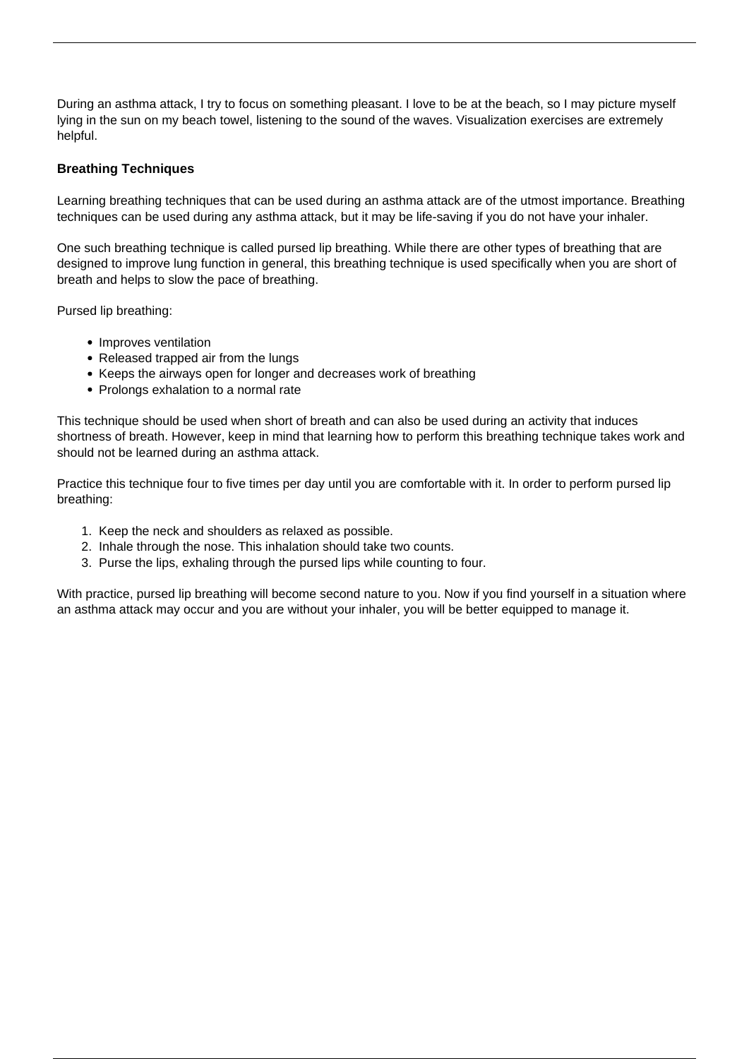During an asthma attack, I try to focus on something pleasant. I love to be at the beach, so I may picture myself lying in the sun on my beach towel, listening to the sound of the waves. Visualization exercises are extremely helpful.

**Breathing Techniques**

Learning breathing techniques that can be used during an asthma attack are of the utmost importance. Breathing techniques can be used during any asthma attack, but it may be life-saving if you do not have your inhaler.

One such breathing technique is called pursed lip breathing. While there are other types of breathing that are designed to improve lung function in general, this breathing technique is used specifically when you are short of breath and helps to slow the pace of breathing.

Pursed lip breathing:

- Improves ventilation
- Released trapped air from the lungs
- Keeps the airways open for longer and decreases work of breathing
- Prolongs exhalation to a normal rate

This technique should be used when short of breath and can also be used during an activity that induces shortness of breath. However, keep in mind that learning how to perform this breathing technique takes work and should not be learned during an asthma attack.

Practice this technique four to five times per day until you are comfortable with it. In order to perform pursed lip breathing:

1. Keep the neck and shoulders as relaxed as possible.
2. Inhale through the nose. This inhalation should take two counts.
3. Purse the lips, exhaling through the pursed lips while counting to four.

With practice, pursed lip breathing will become second nature to you. Now if you find yourself in a situation where an asthma attack may occur and you are without your inhaler, you will be better equipped to manage it.